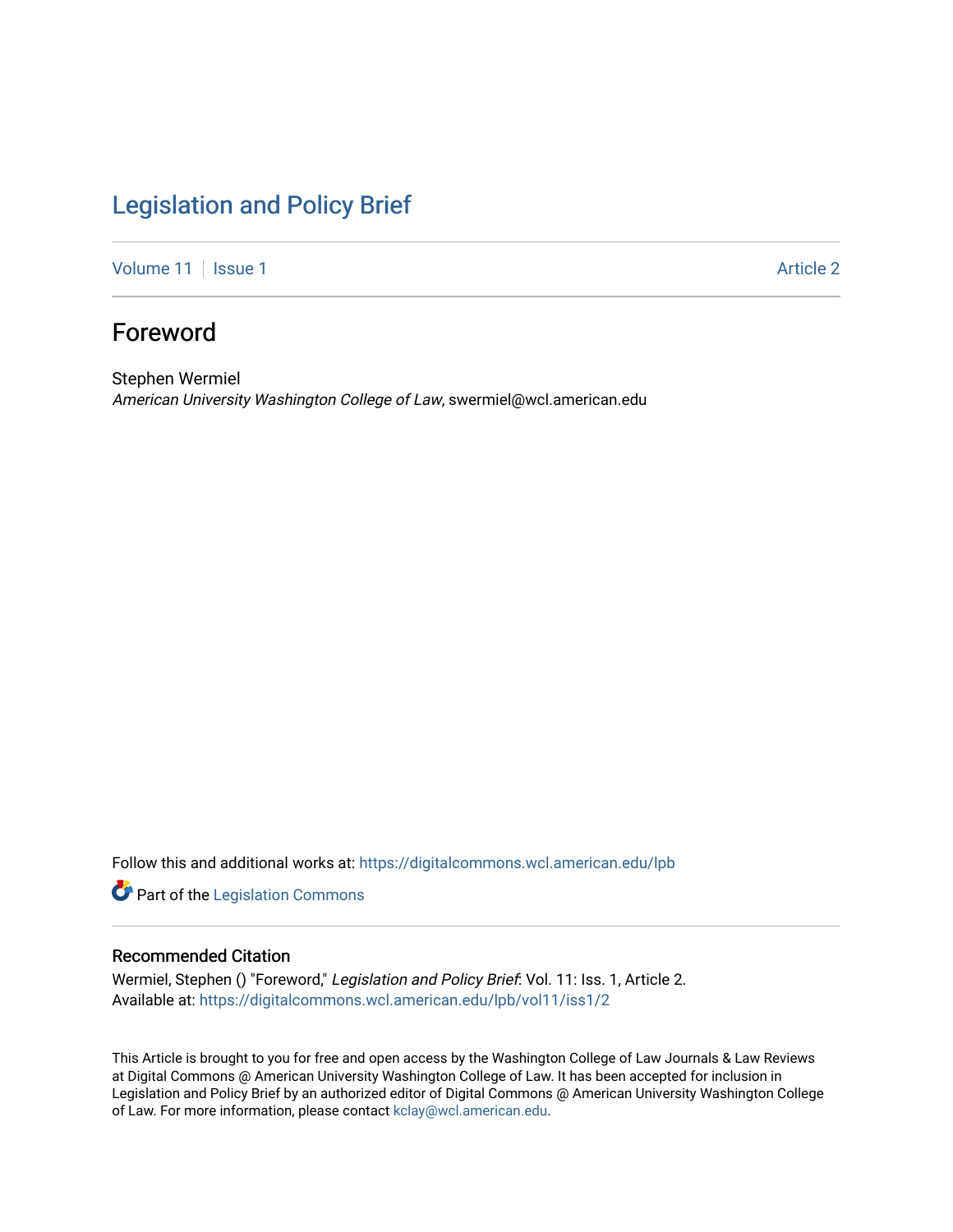# Legislation and Policy Brief

Volume 11 | Issue 1 | Article 2

## Foreword

Stephen Wermiel
*American University Washington College of Law*, swermiel@wcl.american.edu

Follow this and additional works at: https://digitalcommons.wcl.american.edu/lpb

Part of the Legislation Commons

### Recommended Citation

Wermiel, Stephen () "Foreword," *Legislation and Policy Brief*: Vol. 11: Iss. 1, Article 2.
Available at: https://digitalcommons.wcl.american.edu/lpb/vol11/iss1/2

This Article is brought to you for free and open access by the Washington College of Law Journals & Law Reviews at Digital Commons @ American University Washington College of Law. It has been accepted for inclusion in Legislation and Policy Brief by an authorized editor of Digital Commons @ American University Washington College of Law. For more information, please contact kclay@wcl.american.edu.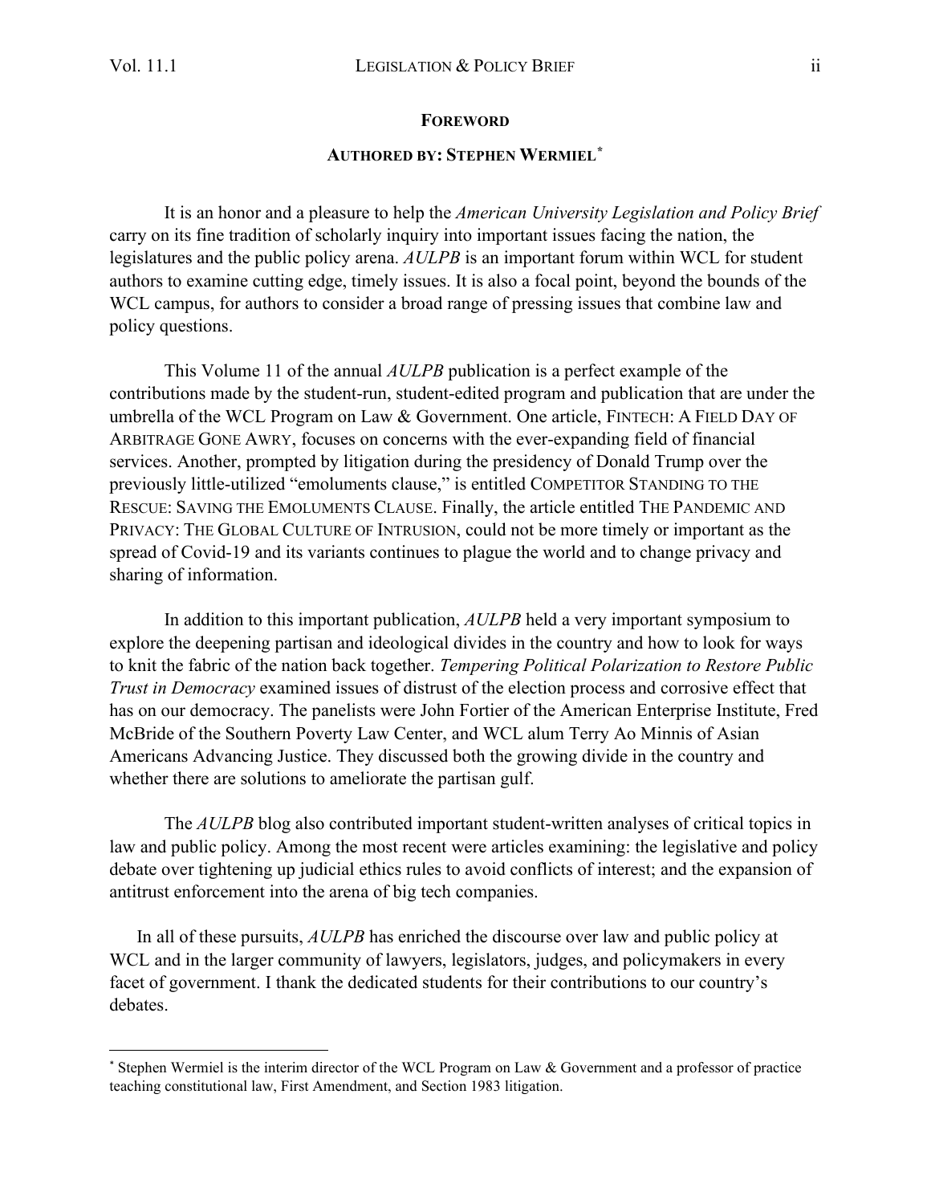**FOREWORD**

**AUTHORED BY: STEPHEN WERMIEL**[*]

It is an honor and a pleasure to help the *American University Legislation and Policy Brief* carry on its fine tradition of scholarly inquiry into important issues facing the nation, the legislatures and the public policy arena. *AULPB* is an important forum within WCL for student authors to examine cutting edge, timely issues. It is also a focal point, beyond the bounds of the WCL campus, for authors to consider a broad range of pressing issues that combine law and policy questions.

This Volume 11 of the annual *AULPB* publication is a perfect example of the contributions made by the student-run, student-edited program and publication that are under the umbrella of the WCL Program on Law & Government. One article, FINTECH: A FIELD DAY OF ARBITRAGE GONE AWRY, focuses on concerns with the ever-expanding field of financial services. Another, prompted by litigation during the presidency of Donald Trump over the previously little-utilized "emoluments clause," is entitled COMPETITOR STANDING TO THE RESCUE: SAVING THE EMOLUMENTS CLAUSE. Finally, the article entitled THE PANDEMIC AND PRIVACY: THE GLOBAL CULTURE OF INTRUSION, could not be more timely or important as the spread of Covid-19 and its variants continues to plague the world and to change privacy and sharing of information.

In addition to this important publication, *AULPB* held a very important symposium to explore the deepening partisan and ideological divides in the country and how to look for ways to knit the fabric of the nation back together. *Tempering Political Polarization to Restore Public Trust in Democracy* examined issues of distrust of the election process and corrosive effect that has on our democracy. The panelists were John Fortier of the American Enterprise Institute, Fred McBride of the Southern Poverty Law Center, and WCL alum Terry Ao Minnis of Asian Americans Advancing Justice. They discussed both the growing divide in the country and whether there are solutions to ameliorate the partisan gulf.

The *AULPB* blog also contributed important student-written analyses of critical topics in law and public policy. Among the most recent were articles examining: the legislative and policy debate over tightening up judicial ethics rules to avoid conflicts of interest; and the expansion of antitrust enforcement into the arena of big tech companies.

In all of these pursuits, *AULPB* has enriched the discourse over law and public policy at WCL and in the larger community of lawyers, legislators, judges, and policymakers in every facet of government. I thank the dedicated students for their contributions to our country's debates.

---

[*] Stephen Wermiel is the interim director of the WCL Program on Law & Government and a professor of practice teaching constitutional law, First Amendment, and Section 1983 litigation.